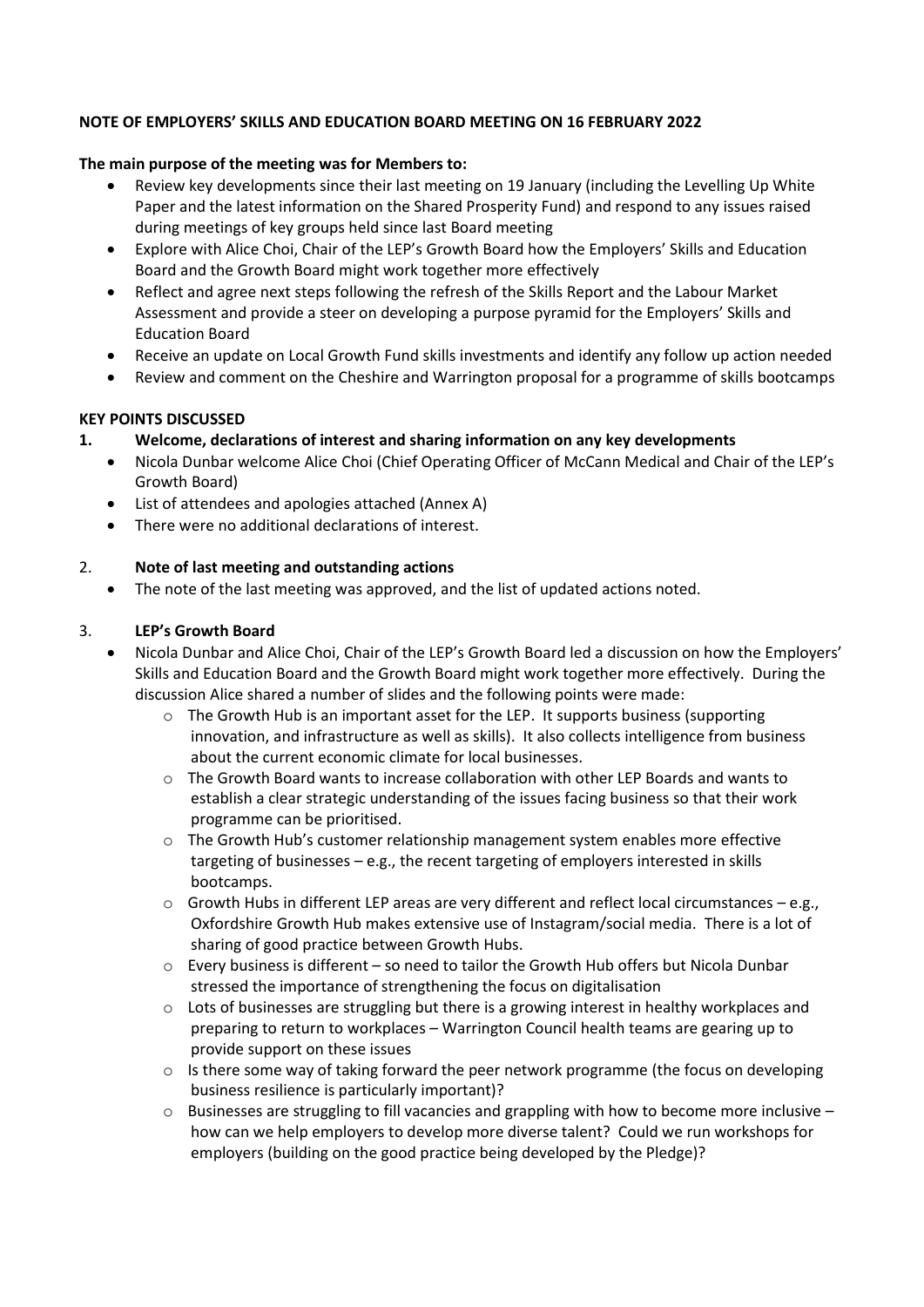**NOTE OF EMPLOYERS' SKILLS AND EDUCATION BOARD MEETING ON 16 FEBRUARY 2022**

**The main purpose of the meeting was for Members to:**

- Review key developments since their last meeting on 19 January (including the Levelling Up White Paper and the latest information on the Shared Prosperity Fund) and respond to any issues raised during meetings of key groups held since last Board meeting
- Explore with Alice Choi, Chair of the LEP's Growth Board how the Employers' Skills and Education Board and the Growth Board might work together more effectively
- Reflect and agree next steps following the refresh of the Skills Report and the Labour Market Assessment and provide a steer on developing a purpose pyramid for the Employers' Skills and Education Board
- Receive an update on Local Growth Fund skills investments and identify any follow up action needed
- Review and comment on the Cheshire and Warrington proposal for a programme of skills bootcamps

**KEY POINTS DISCUSSED**

**1. Welcome, declarations of interest and sharing information on any key developments**

- Nicola Dunbar welcome Alice Choi (Chief Operating Officer of McCann Medical and Chair of the LEP's Growth Board)
- List of attendees and apologies attached (Annex A)
- There were no additional declarations of interest.

2. **Note of last meeting and outstanding actions**

- The note of the last meeting was approved, and the list of updated actions noted.

3. **LEP's Growth Board**

- Nicola Dunbar and Alice Choi, Chair of the LEP's Growth Board led a discussion on how the Employers' Skills and Education Board and the Growth Board might work together more effectively. During the discussion Alice shared a number of slides and the following points were made:
  - The Growth Hub is an important asset for the LEP. It supports business (supporting innovation, and infrastructure as well as skills). It also collects intelligence from business about the current economic climate for local businesses.
  - The Growth Board wants to increase collaboration with other LEP Boards and wants to establish a clear strategic understanding of the issues facing business so that their work programme can be prioritised.
  - The Growth Hub's customer relationship management system enables more effective targeting of businesses – e.g., the recent targeting of employers interested in skills bootcamps.
  - Growth Hubs in different LEP areas are very different and reflect local circumstances – e.g., Oxfordshire Growth Hub makes extensive use of Instagram/social media. There is a lot of sharing of good practice between Growth Hubs.
  - Every business is different – so need to tailor the Growth Hub offers but Nicola Dunbar stressed the importance of strengthening the focus on digitalisation
  - Lots of businesses are struggling but there is a growing interest in healthy workplaces and preparing to return to workplaces – Warrington Council health teams are gearing up to provide support on these issues
  - Is there some way of taking forward the peer network programme (the focus on developing business resilience is particularly important)?
  - Businesses are struggling to fill vacancies and grappling with how to become more inclusive – how can we help employers to develop more diverse talent? Could we run workshops for employers (building on the good practice being developed by the Pledge)?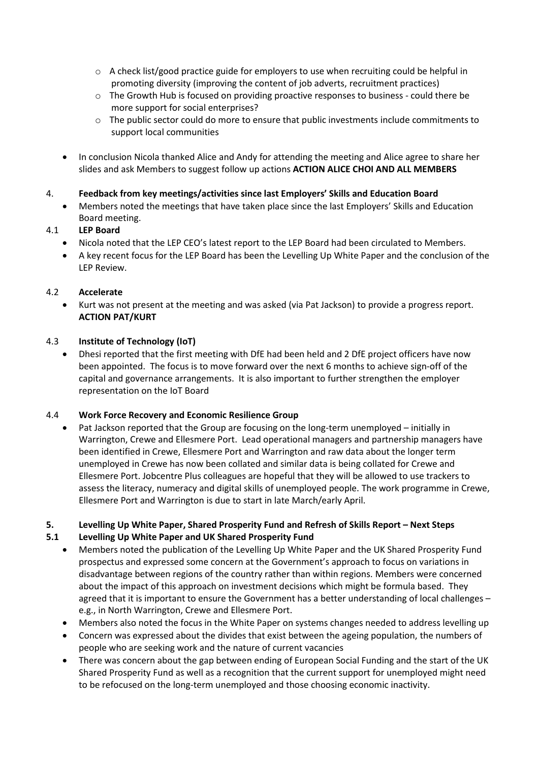- A check list/good practice guide for employers to use when recruiting could be helpful in promoting diversity (improving the content of job adverts, recruitment practices)
  - The Growth Hub is focused on providing proactive responses to business - could there be more support for social enterprises?
  - The public sector could do more to ensure that public investments include commitments to support local communities

- In conclusion Nicola thanked Alice and Andy for attending the meeting and Alice agree to share her slides and ask Members to suggest follow up actions **ACTION ALICE CHOI AND ALL MEMBERS**

## 4. Feedback from key meetings/activities since last Employers' Skills and Education Board

- Members noted the meetings that have taken place since the last Employers' Skills and Education Board meeting.

### 4.1 LEP Board

- Nicola noted that the LEP CEO's latest report to the LEP Board had been circulated to Members.
- A key recent focus for the LEP Board has been the Levelling Up White Paper and the conclusion of the LEP Review.

### 4.2 Accelerate

- Kurt was not present at the meeting and was asked (via Pat Jackson) to provide a progress report. **ACTION PAT/KURT**

### 4.3 Institute of Technology (IoT)

- Dhesi reported that the first meeting with DfE had been held and 2 DfE project officers have now been appointed. The focus is to move forward over the next 6 months to achieve sign-off of the capital and governance arrangements. It is also important to further strengthen the employer representation on the IoT Board

### 4.4 Work Force Recovery and Economic Resilience Group

- Pat Jackson reported that the Group are focusing on the long-term unemployed – initially in Warrington, Crewe and Ellesmere Port. Lead operational managers and partnership managers have been identified in Crewe, Ellesmere Port and Warrington and raw data about the longer term unemployed in Crewe has now been collated and similar data is being collated for Crewe and Ellesmere Port. Jobcentre Plus colleagues are hopeful that they will be allowed to use trackers to assess the literacy, numeracy and digital skills of unemployed people. The work programme in Crewe, Ellesmere Port and Warrington is due to start in late March/early April.

## 5. Levelling Up White Paper, Shared Prosperity Fund and Refresh of Skills Report – Next Steps

### 5.1 Levelling Up White Paper and UK Shared Prosperity Fund

- Members noted the publication of the Levelling Up White Paper and the UK Shared Prosperity Fund prospectus and expressed some concern at the Government's approach to focus on variations in disadvantage between regions of the country rather than within regions. Members were concerned about the impact of this approach on investment decisions which might be formula based. They agreed that it is important to ensure the Government has a better understanding of local challenges – e.g., in North Warrington, Crewe and Ellesmere Port.
- Members also noted the focus in the White Paper on systems changes needed to address levelling up
- Concern was expressed about the divides that exist between the ageing population, the numbers of people who are seeking work and the nature of current vacancies
- There was concern about the gap between ending of European Social Funding and the start of the UK Shared Prosperity Fund as well as a recognition that the current support for unemployed might need to be refocused on the long-term unemployed and those choosing economic inactivity.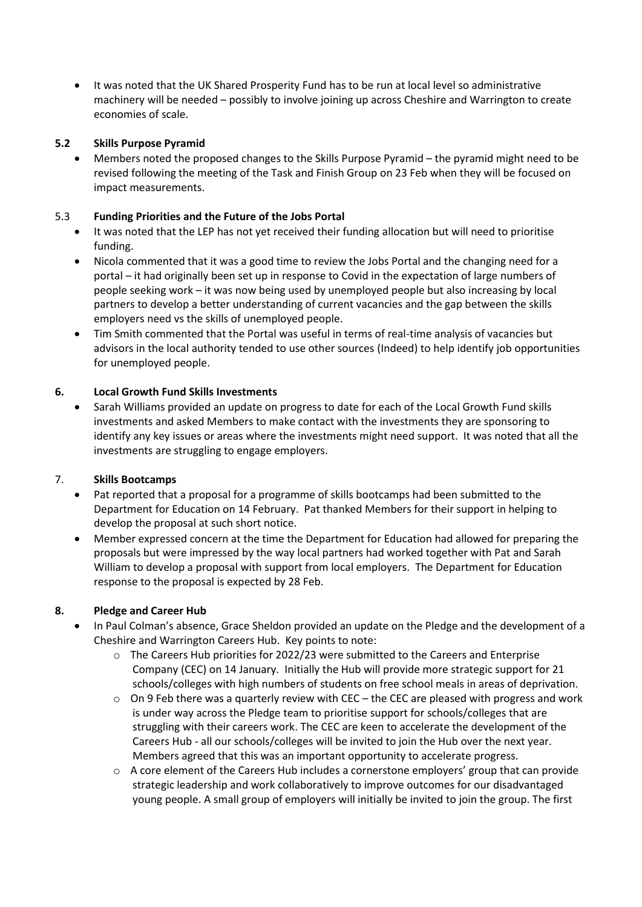- It was noted that the UK Shared Prosperity Fund has to be run at local level so administrative machinery will be needed – possibly to involve joining up across Cheshire and Warrington to create economies of scale.

### 5.2 Skills Purpose Pyramid

- Members noted the proposed changes to the Skills Purpose Pyramid – the pyramid might need to be revised following the meeting of the Task and Finish Group on 23 Feb when they will be focused on impact measurements.

### 5.3 Funding Priorities and the Future of the Jobs Portal

- It was noted that the LEP has not yet received their funding allocation but will need to prioritise funding.
- Nicola commented that it was a good time to review the Jobs Portal and the changing need for a portal – it had originally been set up in response to Covid in the expectation of large numbers of people seeking work – it was now being used by unemployed people but also increasing by local partners to develop a better understanding of current vacancies and the gap between the skills employers need vs the skills of unemployed people.
- Tim Smith commented that the Portal was useful in terms of real-time analysis of vacancies but advisors in the local authority tended to use other sources (Indeed) to help identify job opportunities for unemployed people.

### 6. Local Growth Fund Skills Investments

- Sarah Williams provided an update on progress to date for each of the Local Growth Fund skills investments and asked Members to make contact with the investments they are sponsoring to identify any key issues or areas where the investments might need support. It was noted that all the investments are struggling to engage employers.

### 7. Skills Bootcamps

- Pat reported that a proposal for a programme of skills bootcamps had been submitted to the Department for Education on 14 February. Pat thanked Members for their support in helping to develop the proposal at such short notice.
- Member expressed concern at the time the Department for Education had allowed for preparing the proposals but were impressed by the way local partners had worked together with Pat and Sarah William to develop a proposal with support from local employers. The Department for Education response to the proposal is expected by 28 Feb.

### 8. Pledge and Career Hub

- In Paul Colman's absence, Grace Sheldon provided an update on the Pledge and the development of a Cheshire and Warrington Careers Hub. Key points to note:
  - The Careers Hub priorities for 2022/23 were submitted to the Careers and Enterprise Company (CEC) on 14 January. Initially the Hub will provide more strategic support for 21 schools/colleges with high numbers of students on free school meals in areas of deprivation.
  - On 9 Feb there was a quarterly review with CEC – the CEC are pleased with progress and work is under way across the Pledge team to prioritise support for schools/colleges that are struggling with their careers work. The CEC are keen to accelerate the development of the Careers Hub - all our schools/colleges will be invited to join the Hub over the next year. Members agreed that this was an important opportunity to accelerate progress.
  - A core element of the Careers Hub includes a cornerstone employers' group that can provide strategic leadership and work collaboratively to improve outcomes for our disadvantaged young people. A small group of employers will initially be invited to join the group. The first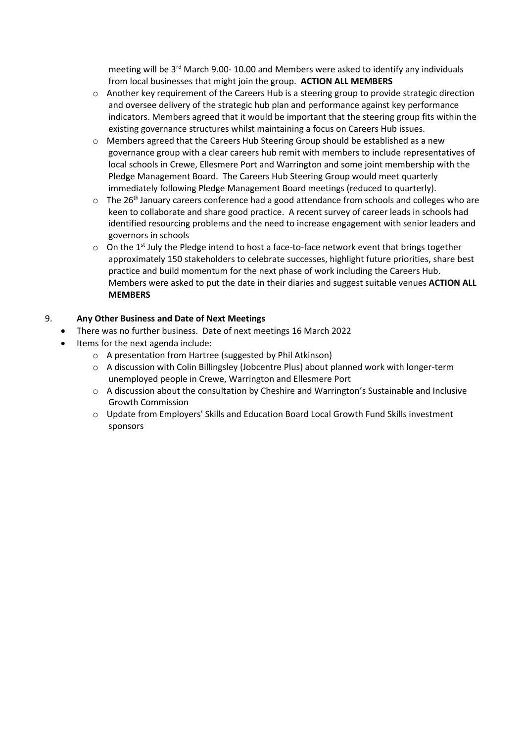meeting will be 3rd March 9.00- 10.00 and Members were asked to identify any individuals from local businesses that might join the group. **ACTION ALL MEMBERS**

- Another key requirement of the Careers Hub is a steering group to provide strategic direction and oversee delivery of the strategic hub plan and performance against key performance indicators. Members agreed that it would be important that the steering group fits within the existing governance structures whilst maintaining a focus on Careers Hub issues.
- Members agreed that the Careers Hub Steering Group should be established as a new governance group with a clear careers hub remit with members to include representatives of local schools in Crewe, Ellesmere Port and Warrington and some joint membership with the Pledge Management Board. The Careers Hub Steering Group would meet quarterly immediately following Pledge Management Board meetings (reduced to quarterly).
- The 26th January careers conference had a good attendance from schools and colleges who are keen to collaborate and share good practice. A recent survey of career leads in schools had identified resourcing problems and the need to increase engagement with senior leaders and governors in schools
- On the 1st July the Pledge intend to host a face-to-face network event that brings together approximately 150 stakeholders to celebrate successes, highlight future priorities, share best practice and build momentum for the next phase of work including the Careers Hub. Members were asked to put the date in their diaries and suggest suitable venues **ACTION ALL MEMBERS**

9. **Any Other Business and Date of Next Meetings**

- There was no further business. Date of next meetings 16 March 2022
- Items for the next agenda include:
  - A presentation from Hartree (suggested by Phil Atkinson)
  - A discussion with Colin Billingsley (Jobcentre Plus) about planned work with longer-term unemployed people in Crewe, Warrington and Ellesmere Port
  - A discussion about the consultation by Cheshire and Warrington's Sustainable and Inclusive Growth Commission
  - Update from Employers' Skills and Education Board Local Growth Fund Skills investment sponsors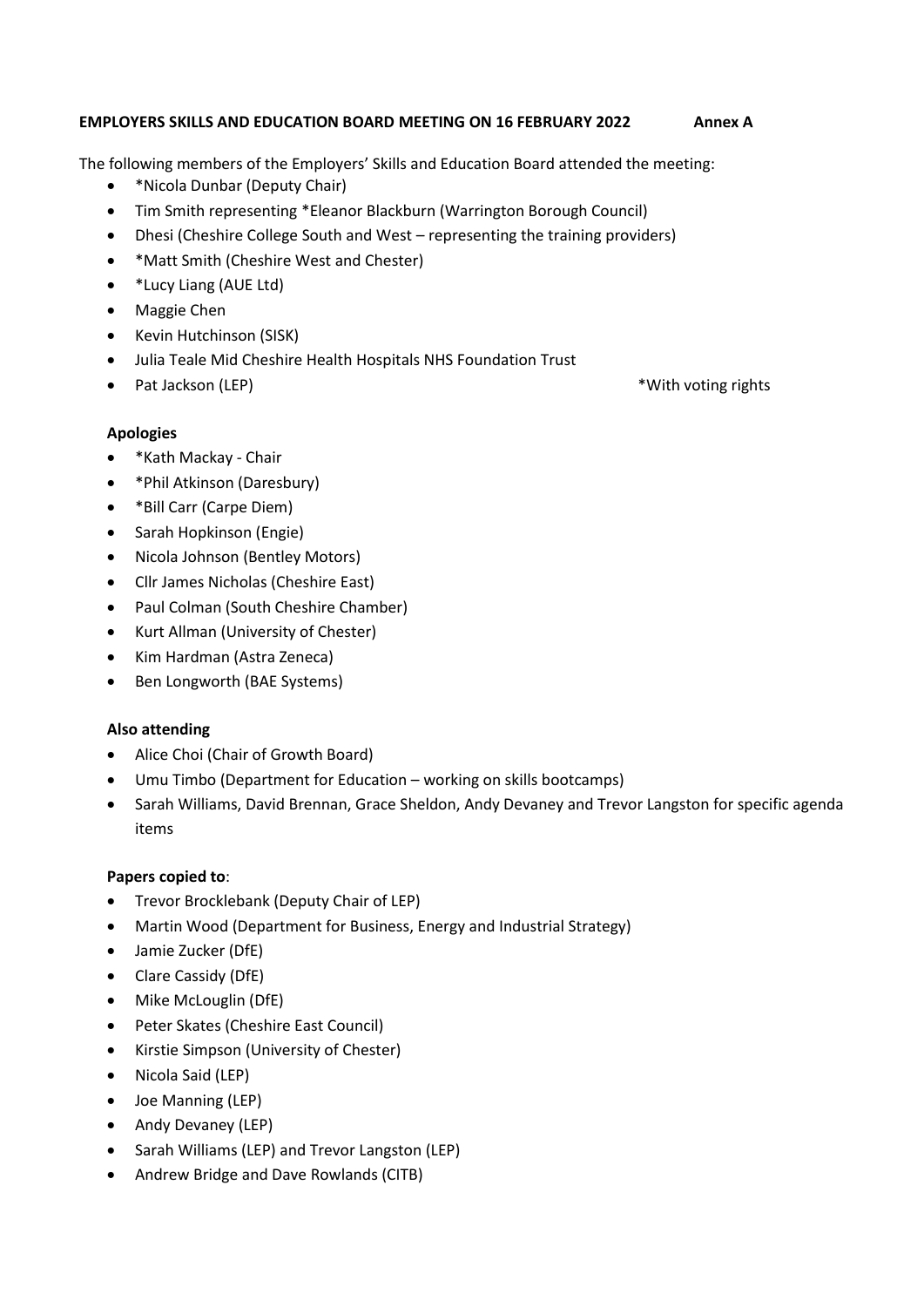**EMPLOYERS SKILLS AND EDUCATION BOARD MEETING ON 16 FEBRUARY 2022 Annex A**

The following members of the Employers' Skills and Education Board attended the meeting:

- *Nicola Dunbar (Deputy Chair)
- Tim Smith representing *Eleanor Blackburn (Warrington Borough Council)
- Dhesi (Cheshire College South and West – representing the training providers)
- *Matt Smith (Cheshire West and Chester)
- *Lucy Liang (AUE Ltd)
- Maggie Chen
- Kevin Hutchinson (SISK)
- Julia Teale Mid Cheshire Health Hospitals NHS Foundation Trust
- Pat Jackson (LEP)

*With voting rights

**Apologies**

- *Kath Mackay - Chair
- *Phil Atkinson (Daresbury)
- *Bill Carr (Carpe Diem)
- Sarah Hopkinson (Engie)
- Nicola Johnson (Bentley Motors)
- Cllr James Nicholas (Cheshire East)
- Paul Colman (South Cheshire Chamber)
- Kurt Allman (University of Chester)
- Kim Hardman (Astra Zeneca)
- Ben Longworth (BAE Systems)

**Also attending**

- Alice Choi (Chair of Growth Board)
- Umu Timbo (Department for Education – working on skills bootcamps)
- Sarah Williams, David Brennan, Grace Sheldon, Andy Devaney and Trevor Langston for specific agenda items

**Papers copied to**:

- Trevor Brocklebank (Deputy Chair of LEP)
- Martin Wood (Department for Business, Energy and Industrial Strategy)
- Jamie Zucker (DfE)
- Clare Cassidy (DfE)
- Mike McLouglin (DfE)
- Peter Skates (Cheshire East Council)
- Kirstie Simpson (University of Chester)
- Nicola Said (LEP)
- Joe Manning (LEP)
- Andy Devaney (LEP)
- Sarah Williams (LEP) and Trevor Langston (LEP)
- Andrew Bridge and Dave Rowlands (CITB)